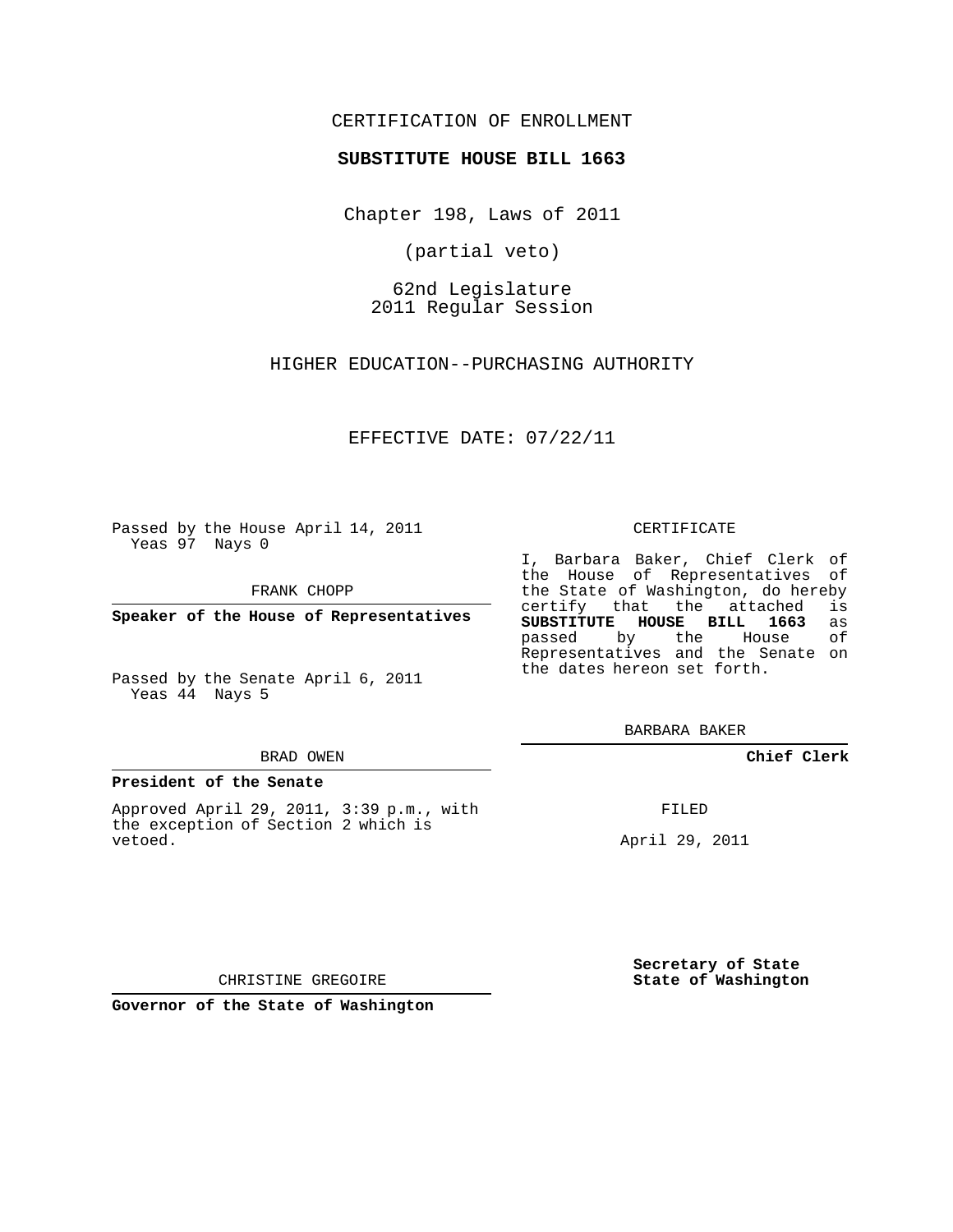CERTIFICATION OF ENROLLMENT

**SUBSTITUTE HOUSE BILL 1663**

Chapter 198, Laws of 2011

(partial veto)

62nd Legislature
2011 Regular Session

HIGHER EDUCATION--PURCHASING AUTHORITY

EFFECTIVE DATE: 07/22/11

Passed by the House April 14, 2011
Yeas 97 Nays 0

FRANK CHOPP

**Speaker of the House of Representatives**

Passed by the Senate April 6, 2011
Yeas 44 Nays 5

BRAD OWEN

**President of the Senate**

Approved April 29, 2011, 3:39 p.m., with the exception of Section 2 which is vetoed.

CHRISTINE GREGOIRE

**Governor of the State of Washington**

CERTIFICATE

I, Barbara Baker, Chief Clerk of the House of Representatives of the State of Washington, do hereby certify that the attached is **SUBSTITUTE HOUSE BILL 1663** as passed by the House of Representatives and the Senate on the dates hereon set forth.

BARBARA BAKER

**Chief Clerk**

FILED

April 29, 2011

**Secretary of State**
**State of Washington**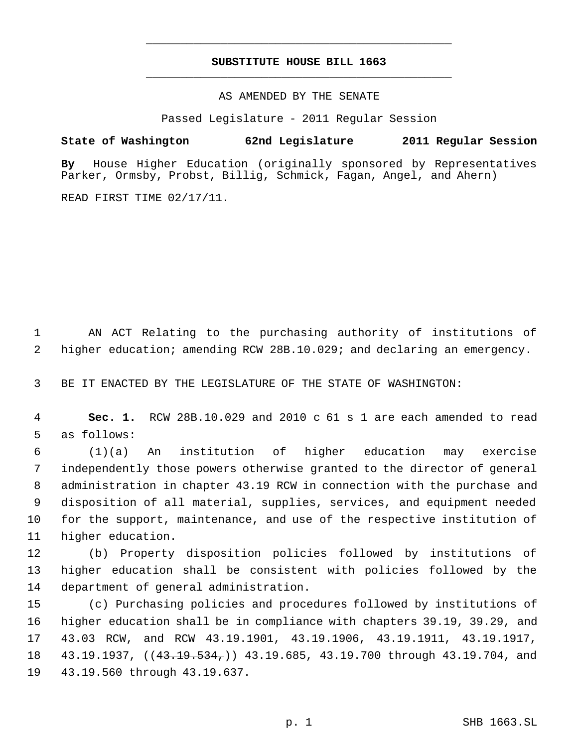# SUBSTITUTE HOUSE BILL 1663

AS AMENDED BY THE SENATE

Passed Legislature - 2011 Regular Session

**State of Washington 62nd Legislature 2011 Regular Session**

**By** House Higher Education (originally sponsored by Representatives Parker, Ormsby, Probst, Billig, Schmick, Fagan, Angel, and Ahern)

READ FIRST TIME 02/17/11.

1 AN ACT Relating to the purchasing authority of institutions of
2 higher education; amending RCW 28B.10.029; and declaring an emergency.

3 BE IT ENACTED BY THE LEGISLATURE OF THE STATE OF WASHINGTON:

4 **Sec. 1.** RCW 28B.10.029 and 2010 c 61 s 1 are each amended to read
5 as follows:

6 (1)(a) An institution of higher education may exercise
7 independently those powers otherwise granted to the director of general
8 administration in chapter 43.19 RCW in connection with the purchase and
9 disposition of all material, supplies, services, and equipment needed
10 for the support, maintenance, and use of the respective institution of
11 higher education.

12 (b) Property disposition policies followed by institutions of
13 higher education shall be consistent with policies followed by the
14 department of general administration.

15 (c) Purchasing policies and procedures followed by institutions of
16 higher education shall be in compliance with chapters 39.19, 39.29, and
17 43.03 RCW, and RCW 43.19.1901, 43.19.1906, 43.19.1911, 43.19.1917,
18 43.19.1937, ((~~43.19.534,~~)) 43.19.685, 43.19.700 through 43.19.704, and
19 43.19.560 through 43.19.637.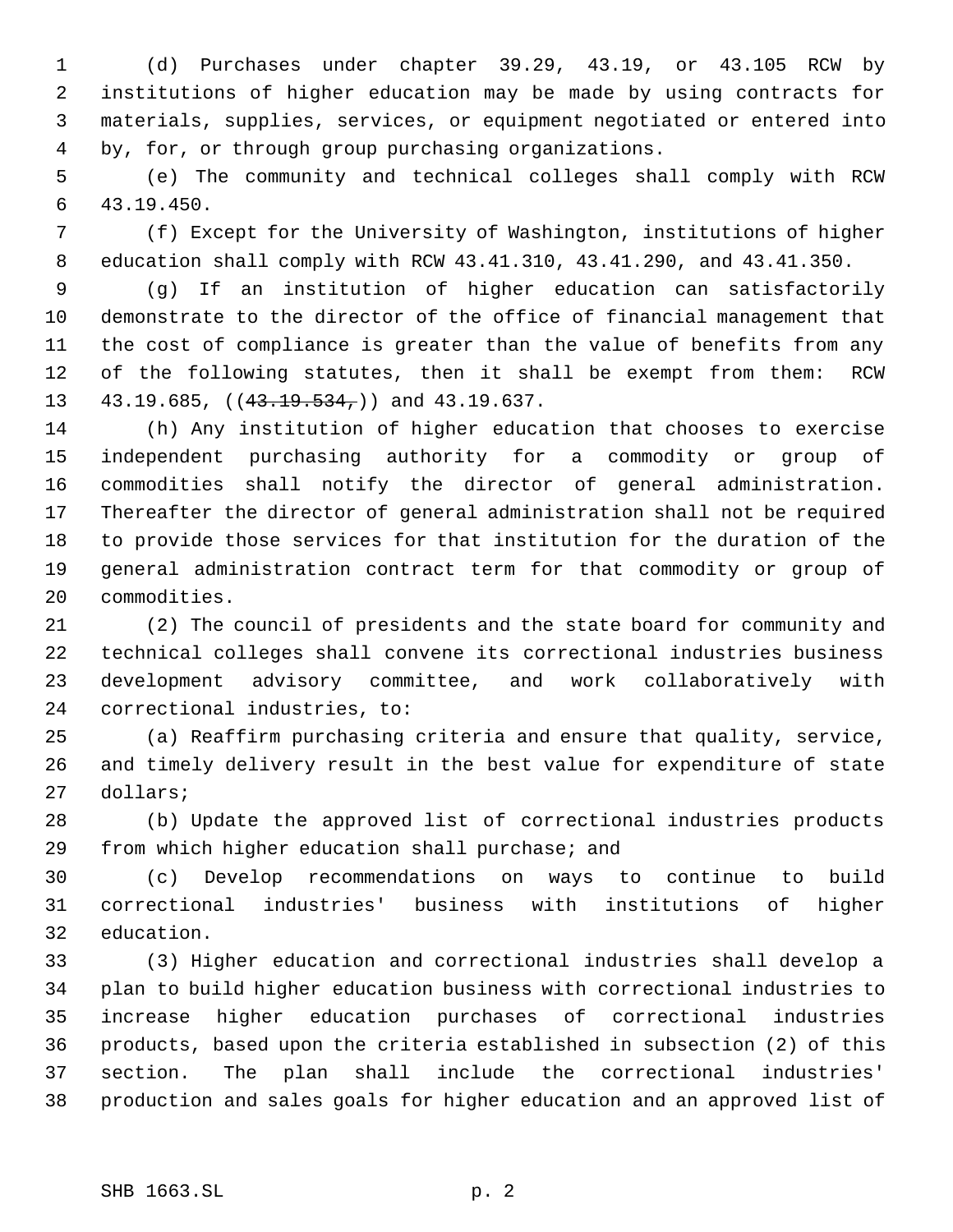(d) Purchases under chapter 39.29, 43.19, or 43.105 RCW by institutions of higher education may be made by using contracts for materials, supplies, services, or equipment negotiated or entered into by, for, or through group purchasing organizations.

(e) The community and technical colleges shall comply with RCW 43.19.450.

(f) Except for the University of Washington, institutions of higher education shall comply with RCW 43.41.310, 43.41.290, and 43.41.350.

(g) If an institution of higher education can satisfactorily demonstrate to the director of the office of financial management that the cost of compliance is greater than the value of benefits from any of the following statutes, then it shall be exempt from them: RCW 43.19.685, ((~~43.19.534,~~)) and 43.19.637.

(h) Any institution of higher education that chooses to exercise independent purchasing authority for a commodity or group of commodities shall notify the director of general administration. Thereafter the director of general administration shall not be required to provide those services for that institution for the duration of the general administration contract term for that commodity or group of commodities.

(2) The council of presidents and the state board for community and technical colleges shall convene its correctional industries business development advisory committee, and work collaboratively with correctional industries, to:

(a) Reaffirm purchasing criteria and ensure that quality, service, and timely delivery result in the best value for expenditure of state dollars;

(b) Update the approved list of correctional industries products from which higher education shall purchase; and

(c) Develop recommendations on ways to continue to build correctional industries' business with institutions of higher education.

(3) Higher education and correctional industries shall develop a plan to build higher education business with correctional industries to increase higher education purchases of correctional industries products, based upon the criteria established in subsection (2) of this section. The plan shall include the correctional industries' production and sales goals for higher education and an approved list of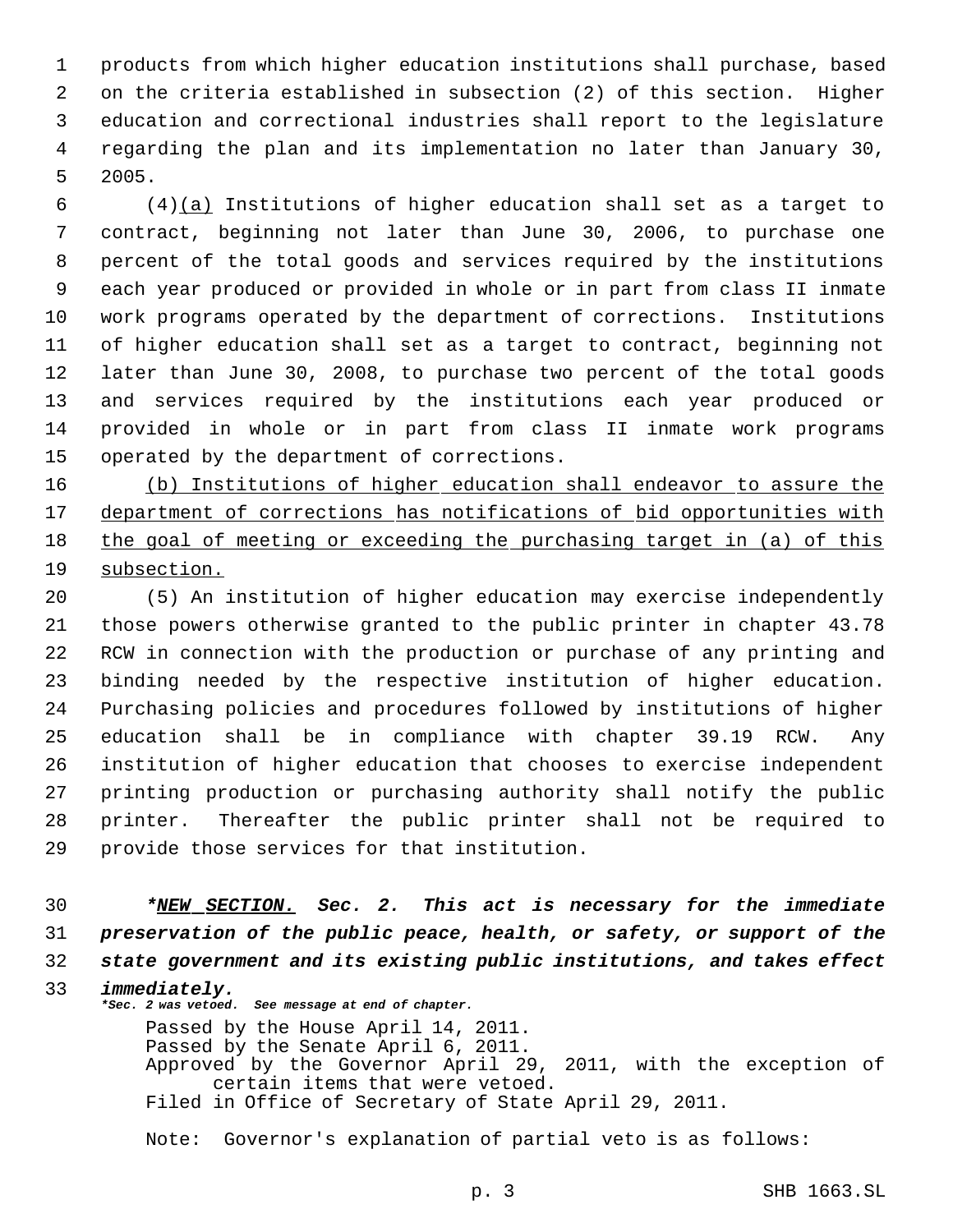products from which higher education institutions shall purchase, based on the criteria established in subsection (2) of this section. Higher education and correctional industries shall report to the legislature regarding the plan and its implementation no later than January 30, 2005.

(4)(a) Institutions of higher education shall set as a target to contract, beginning not later than June 30, 2006, to purchase one percent of the total goods and services required by the institutions each year produced or provided in whole or in part from class II inmate work programs operated by the department of corrections. Institutions of higher education shall set as a target to contract, beginning not later than June 30, 2008, to purchase two percent of the total goods and services required by the institutions each year produced or provided in whole or in part from class II inmate work programs operated by the department of corrections.

(b) Institutions of higher education shall endeavor to assure the department of corrections has notifications of bid opportunities with the goal of meeting or exceeding the purchasing target in (a) of this subsection.

(5) An institution of higher education may exercise independently those powers otherwise granted to the public printer in chapter 43.78 RCW in connection with the production or purchase of any printing and binding needed by the respective institution of higher education. Purchasing policies and procedures followed by institutions of higher education shall be in compliance with chapter 39.19 RCW. Any institution of higher education that chooses to exercise independent printing production or purchasing authority shall notify the public printer. Thereafter the public printer shall not be required to provide those services for that institution.

***NEW SECTION. Sec. 2. This act is necessary for the immediate preservation of the public peace, health, or safety, or support of the state government and its existing public institutions, and takes effect immediately.***

****Sec. 2 was vetoed. See message at end of chapter.***

Passed by the House April 14, 2011.
Passed by the Senate April 6, 2011.
Approved by the Governor April 29, 2011, with the exception of certain items that were vetoed.
Filed in Office of Secretary of State April 29, 2011.

Note: Governor's explanation of partial veto is as follows: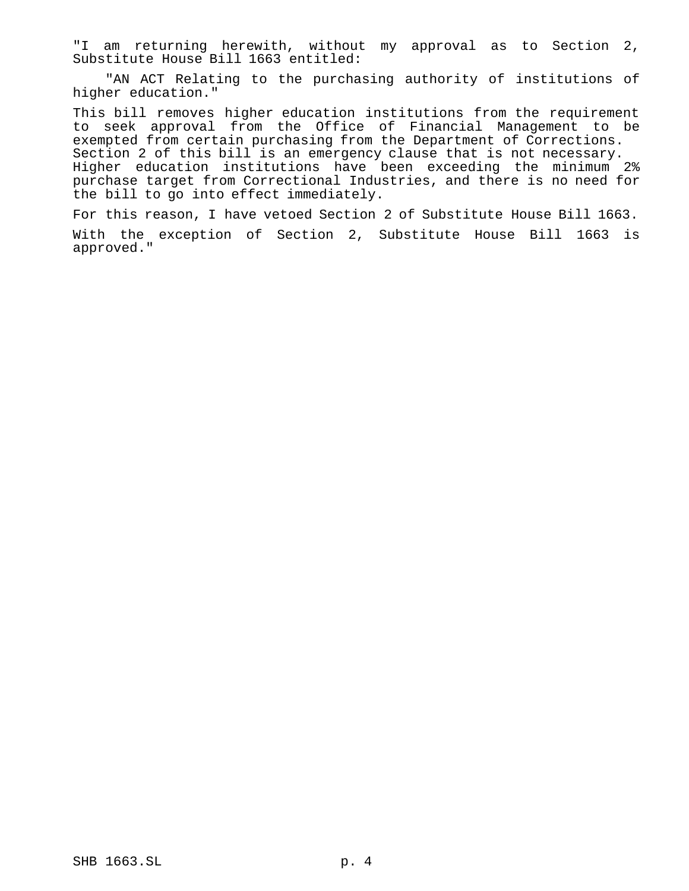"I am returning herewith, without my approval as to Section 2, Substitute House Bill 1663 entitled:

"AN ACT Relating to the purchasing authority of institutions of higher education."

This bill removes higher education institutions from the requirement to seek approval from the Office of Financial Management to be exempted from certain purchasing from the Department of Corrections. Section 2 of this bill is an emergency clause that is not necessary. Higher education institutions have been exceeding the minimum 2% purchase target from Correctional Industries, and there is no need for the bill to go into effect immediately.

For this reason, I have vetoed Section 2 of Substitute House Bill 1663.

With the exception of Section 2, Substitute House Bill 1663 is approved."